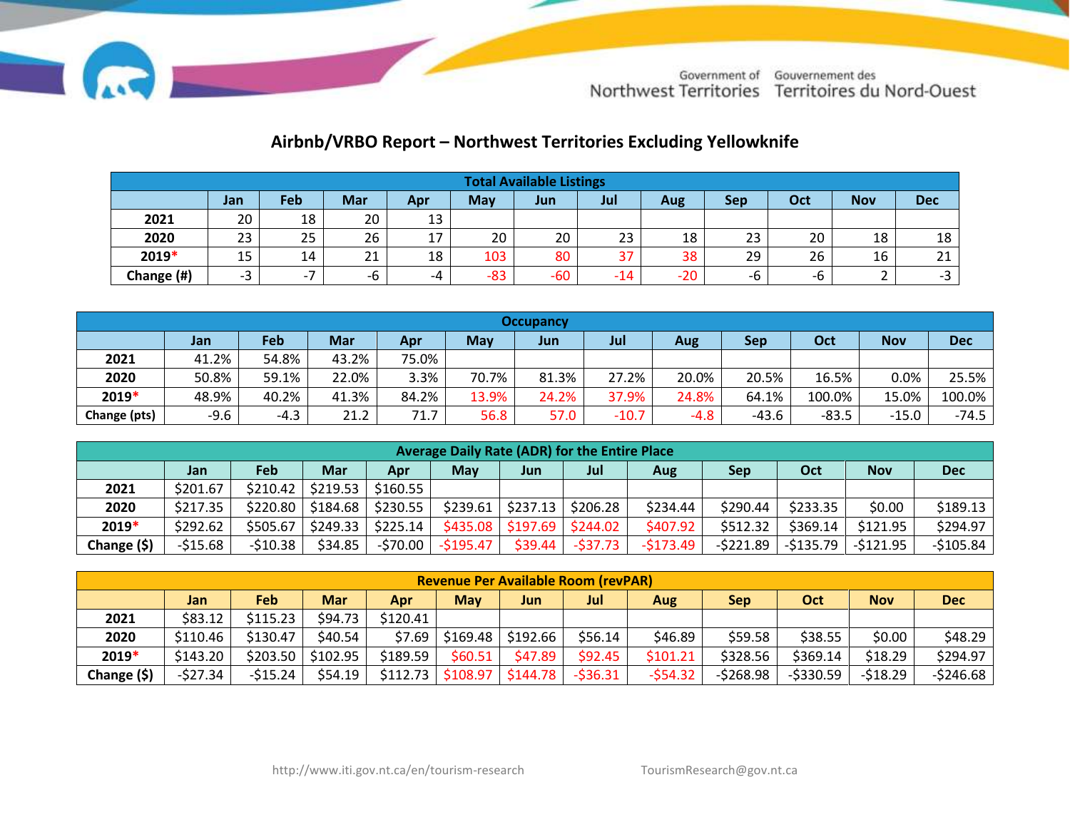Government of Northwest Territories | Gouvernement des Territoires du Nord-Ouest

# Airbnb/VRBO Report – Northwest Territories Excluding Yellowknife

| Total Available Listings | | | | | | | | | | | | |
|---|---|---|---|---|---|---|---|---|---|---|---|---|
| | Jan | Feb | Mar | Apr | May | Jun | Jul | Aug | Sep | Oct | Nov | Dec |
| **2021** | 20 | 18 | 20 | 13 | | | | | | | | |
| **2020** | 23 | 25 | 26 | 17 | 20 | 20 | 23 | 18 | 23 | 20 | 18 | 18 |
| **2019*** | 15 | 14 | 21 | 18 | 103 | 80 | 37 | 38 | 29 | 26 | 16 | 21 |
| **Change (#)** | -3 | -7 | -6 | -4 | -83 | -60 | -14 | -20 | -6 | -6 | 2 | -3 |

| Occupancy | | | | | | | | | | | | |
|---|---|---|---|---|---|---|---|---|---|---|---|---|
| | Jan | Feb | Mar | Apr | May | Jun | Jul | Aug | Sep | Oct | Nov | Dec |
| **2021** | 41.2% | 54.8% | 43.2% | 75.0% | | | | | | | | |
| **2020** | 50.8% | 59.1% | 22.0% | 3.3% | 70.7% | 81.3% | 27.2% | 20.0% | 20.5% | 16.5% | 0.0% | 25.5% |
| **2019*** | 48.9% | 40.2% | 41.3% | 84.2% | 13.9% | 24.2% | 37.9% | 24.8% | 64.1% | 100.0% | 15.0% | 100.0% |
| **Change (pts)** | -9.6 | -4.3 | 21.2 | 71.7 | 56.8 | 57.0 | -10.7 | -4.8 | -43.6 | -83.5 | -15.0 | -74.5 |

| Average Daily Rate (ADR) for the Entire Place | | | | | | | | | | | | |
|---|---|---|---|---|---|---|---|---|---|---|---|---|
| | Jan | Feb | Mar | Apr | May | Jun | Jul | Aug | Sep | Oct | Nov | Dec |
| **2021** | $201.67 | $210.42 | $219.53 | $160.55 | | | | | | | | |
| **2020** | $217.35 | $220.80 | $184.68 | $230.55 | $239.61 | $237.13 | $206.28 | $234.44 | $290.44 | $233.35 | $0.00 | $189.13 |
| **2019*** | $292.62 | $505.67 | $249.33 | $225.14 | $435.08 | $197.69 | $244.02 | $407.92 | $512.32 | $369.14 | $121.95 | $294.97 |
| **Change ($)** | -$15.68 | -$10.38 | $34.85 | -$70.00 | -$195.47 | $39.44 | -$37.73 | -$173.49 | -$221.89 | -$135.79 | -$121.95 | -$105.84 |

| Revenue Per Available Room (revPAR) | | | | | | | | | | | | |
|---|---|---|---|---|---|---|---|---|---|---|---|---|
| | Jan | Feb | Mar | Apr | May | Jun | Jul | Aug | Sep | Oct | Nov | Dec |
| **2021** | $83.12 | $115.23 | $94.73 | $120.41 | | | | | | | | |
| **2020** | $110.46 | $130.47 | $40.54 | $7.69 | $169.48 | $192.66 | $56.14 | $46.89 | $59.58 | $38.55 | $0.00 | $48.29 |
| **2019*** | $143.20 | $203.50 | $102.95 | $189.59 | $60.51 | $47.89 | $92.45 | $101.21 | $328.56 | $369.14 | $18.29 | $294.97 |
| **Change ($)** | -$27.34 | -$15.24 | $54.19 | $112.73 | $108.97 | $144.78 | -$36.31 | -$54.32 | -$268.98 | -$330.59 | -$18.29 | -$246.68 |

http://www.iti.gov.nt.ca/en/tourism-research TourismResearch@gov.nt.ca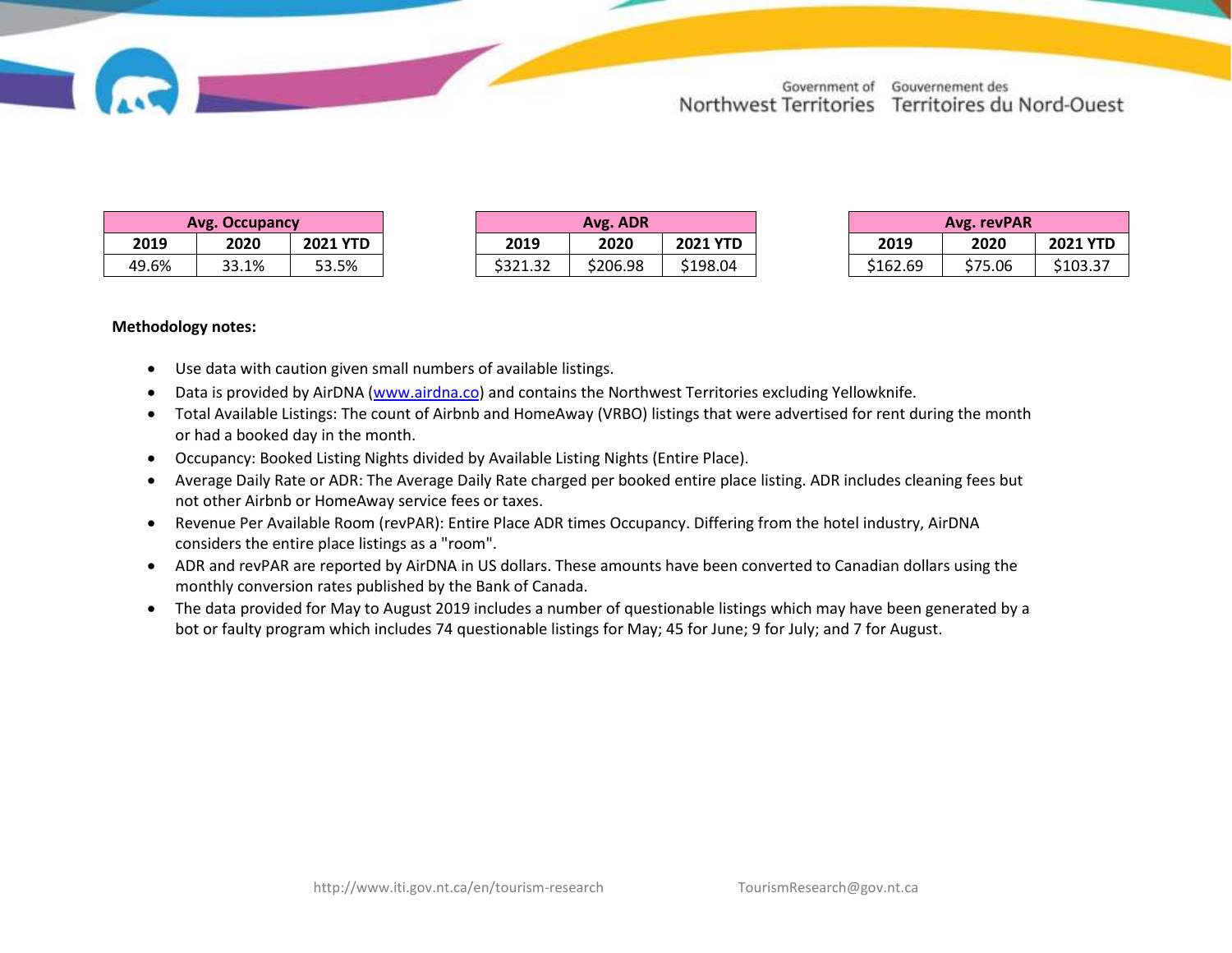| Avg. Occupancy | | |
| --- | --- | --- |
| 2019 | 2020 | 2021 YTD |
| 49.6% | 33.1% | 53.5% |

| Avg. ADR | | |
| --- | --- | --- |
| 2019 | 2020 | 2021 YTD |
| $321.32 | $206.98 | $198.04 |

| Avg. revPAR | | |
| --- | --- | --- |
| 2019 | 2020 | 2021 YTD |
| $162.69 | $75.06 | $103.37 |

**Methodology notes:**

- Use data with caution given small numbers of available listings.
- Data is provided by AirDNA (www.airdna.co) and contains the Northwest Territories excluding Yellowknife.
- Total Available Listings: The count of Airbnb and HomeAway (VRBO) listings that were advertised for rent during the month or had a booked day in the month.
- Occupancy: Booked Listing Nights divided by Available Listing Nights (Entire Place).
- Average Daily Rate or ADR: The Average Daily Rate charged per booked entire place listing. ADR includes cleaning fees but not other Airbnb or HomeAway service fees or taxes.
- Revenue Per Available Room (revPAR): Entire Place ADR times Occupancy. Differing from the hotel industry, AirDNA considers the entire place listings as a "room".
- ADR and revPAR are reported by AirDNA in US dollars. These amounts have been converted to Canadian dollars using the monthly conversion rates published by the Bank of Canada.
- The data provided for May to August 2019 includes a number of questionable listings which may have been generated by a bot or faulty program which includes 74 questionable listings for May; 45 for June; 9 for July; and 7 for August.